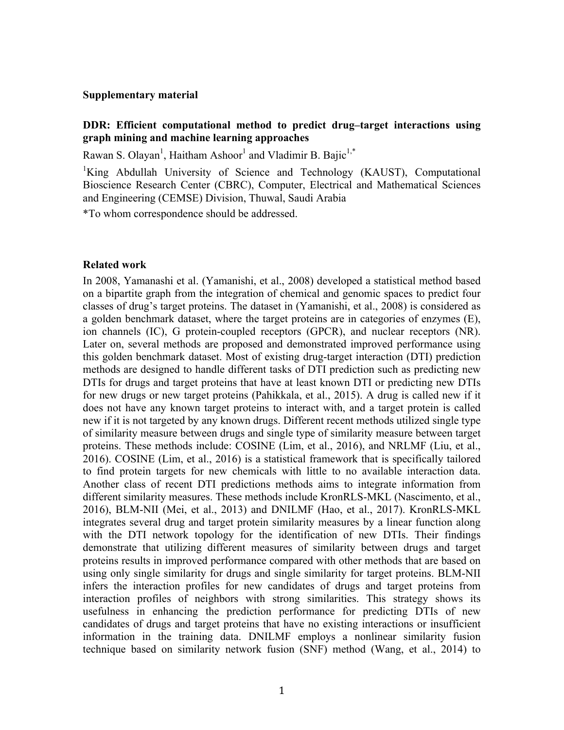**Supplementary material**

**DDR: Efficient computational method to predict drug–target interactions using graph mining and machine learning approaches**

Rawan S. Olayan[1], Haitham Ashoor[1] and Vladimir B. Bajic[1,*]

[1]King Abdullah University of Science and Technology (KAUST), Computational Bioscience Research Center (CBRC), Computer, Electrical and Mathematical Sciences and Engineering (CEMSE) Division, Thuwal, Saudi Arabia

*To whom correspondence should be addressed.

## Related work

In 2008, Yamanashi et al. (Yamanashi, et al., 2008) developed a statistical method based on a bipartite graph from the integration of chemical and genomic spaces to predict four classes of drug's target proteins. The dataset in (Yamanashi, et al., 2008) is considered as a golden benchmark dataset, where the target proteins are in categories of enzymes (E), ion channels (IC), G protein-coupled receptors (GPCR), and nuclear receptors (NR). Later on, several methods are proposed and demonstrated improved performance using this golden benchmark dataset. Most of existing drug-target interaction (DTI) prediction methods are designed to handle different tasks of DTI prediction such as predicting new DTIs for drugs and target proteins that have at least known DTI or predicting new DTIs for new drugs or new target proteins (Pahikkala, et al., 2015). A drug is called new if it does not have any known target proteins to interact with, and a target protein is called new if it is not targeted by any known drugs. Different recent methods utilized single type of similarity measure between drugs and single type of similarity measure between target proteins. These methods include: COSINE (Lim, et al., 2016), and NRLMF (Liu, et al., 2016). COSINE (Lim, et al., 2016) is a statistical framework that is specifically tailored to find protein targets for new chemicals with little to no available interaction data. Another class of recent DTI predictions methods aims to integrate information from different similarity measures. These methods include KronRLS-MKL (Nascimento, et al., 2016), BLM-NII (Mei, et al., 2013) and DNILMF (Hao, et al., 2017). KronRLS-MKL integrates several drug and target protein similarity measures by a linear function along with the DTI network topology for the identification of new DTIs. Their findings demonstrate that utilizing different measures of similarity between drugs and target proteins results in improved performance compared with other methods that are based on using only single similarity for drugs and single similarity for target proteins. BLM-NII infers the interaction profiles for new candidates of drugs and target proteins from interaction profiles of neighbors with strong similarities. This strategy shows its usefulness in enhancing the prediction performance for predicting DTIs of new candidates of drugs and target proteins that have no existing interactions or insufficient information in the training data. DNILMF employs a nonlinear similarity fusion technique based on similarity network fusion (SNF) method (Wang, et al., 2014) to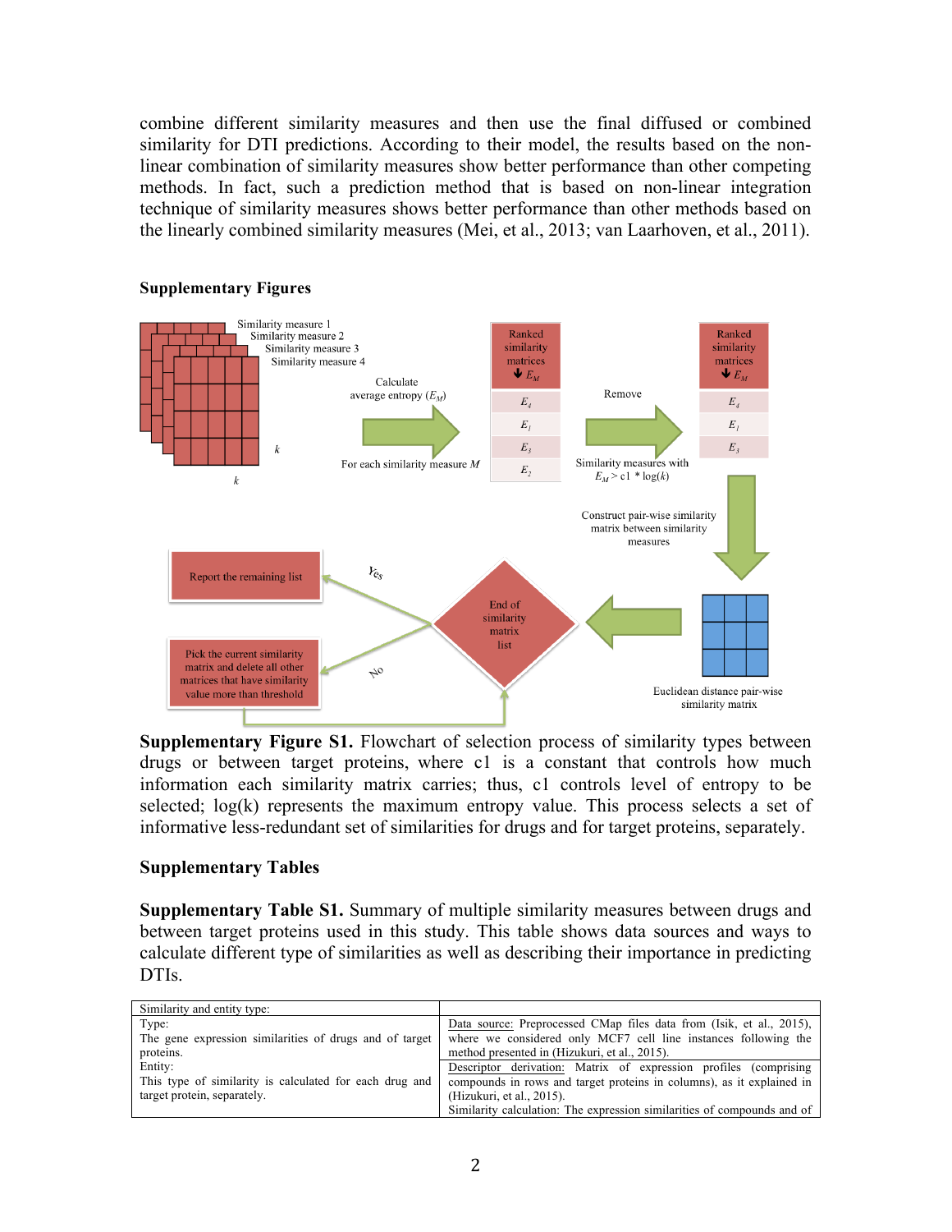combine different similarity measures and then use the final diffused or combined similarity for DTI predictions. According to their model, the results based on the non-linear combination of similarity measures show better performance than other competing methods. In fact, such a prediction method that is based on non-linear integration technique of similarity measures shows better performance than other methods based on the linearly combined similarity measures (Mei, et al., 2013; van Laarhoven, et al., 2011).

### Supplementary Figures

**Supplementary Figure S1.** Flowchart of selection process of similarity types between drugs or between target proteins, where c1 is a constant that controls how much information each similarity matrix carries; thus, c1 controls level of entropy to be selected; log(k) represents the maximum entropy value. This process selects a set of informative less-redundant set of similarities for drugs and for target proteins, separately.

### Supplementary Tables

**Supplementary Table S1.** Summary of multiple similarity measures between drugs and between target proteins used in this study. This table shows data sources and ways to calculate different type of similarities as well as describing their importance in predicting DTIs.

| Similarity and entity type: | |
|---|---|
| Type:<br>The gene expression similarities of drugs and of target proteins.<br>Entity:<br>This type of similarity is calculated for each drug and target protein, separately. | Data source: Preprocessed CMap files data from (Isik, et al., 2015), where we considered only MCF7 cell line instances following the method presented in (Hizukuri, et al., 2015).<br>Descriptor derivation: Matrix of expression profiles (comprising compounds in rows and target proteins in columns), as it explained in (Hizukuri, et al., 2015).<br>Similarity calculation: The expression similarities of compounds and of |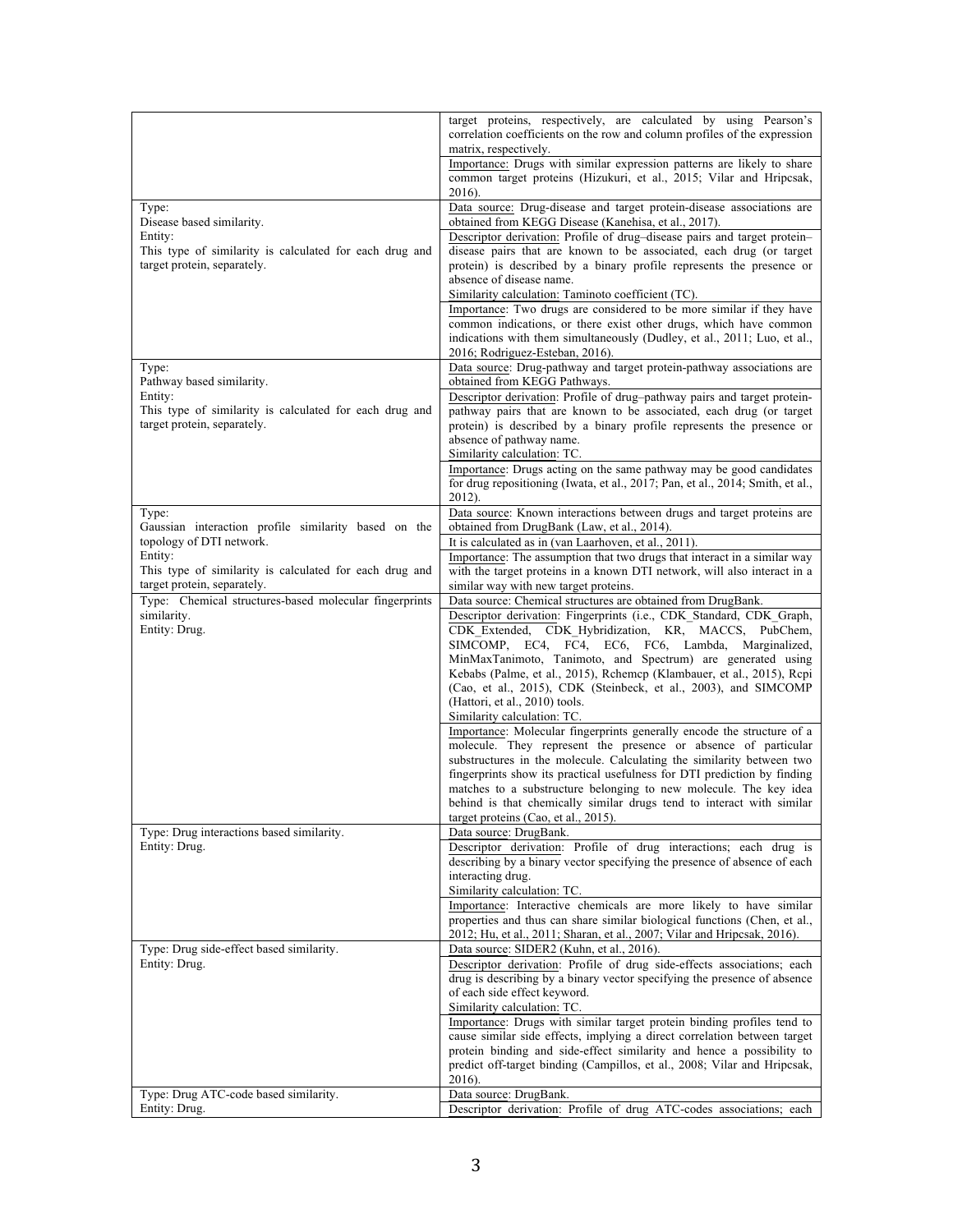| | |
|---|---|
| | target proteins, respectively, are calculated by using Pearson's correlation coefficients on the row and column profiles of the expression matrix, respectively.<br>Importance: Drugs with similar expression patterns are likely to share common target proteins (Hizukuri, et al., 2015; Vilar and Hripcsak, 2016). |
| Type:<br>Disease based similarity.<br>Entity:<br>This type of similarity is calculated for each drug and target protein, separately. | Data source: Drug-disease and target protein-disease associations are obtained from KEGG Disease (Kanehisa, et al., 2017).<br>Descriptor derivation: Profile of drug–disease pairs and target protein–disease pairs that are known to be associated, each drug (or target protein) is described by a binary profile represents the presence or absence of disease name.<br>Similarity calculation: Taminoto coefficient (TC).<br>Importance: Two drugs are considered to be more similar if they have common indications, or there exist other drugs, which have common indications with them simultaneously (Dudley, et al., 2011; Luo, et al., 2016; Rodriguez-Esteban, 2016). |
| Type:<br>Pathway based similarity.<br>Entity:<br>This type of similarity is calculated for each drug and target protein, separately. | Data source: Drug-pathway and target protein-pathway associations are obtained from KEGG Pathways.<br>Descriptor derivation: Profile of drug–pathway pairs and target protein-pathway pairs that are known to be associated, each drug (or target protein) is described by a binary profile represents the presence or absence of pathway name.<br>Similarity calculation: TC.<br>Importance: Drugs acting on the same pathway may be good candidates for drug repositioning (Iwata, et al., 2017; Pan, et al., 2014; Smith, et al., 2012). |
| Type:<br>Gaussian interaction profile similarity based on the topology of DTI network.<br>Entity:<br>This type of similarity is calculated for each drug and target protein, separately. | Data source: Known interactions between drugs and target proteins are obtained from DrugBank (Law, et al., 2014).<br>It is calculated as in (van Laarhoven, et al., 2011).<br>Importance: The assumption that two drugs that interact in a similar way with the target proteins in a known DTI network, will also interact in a similar way with new target proteins. |
| Type: Chemical structures-based molecular fingerprints similarity.<br>Entity: Drug. | Data source: Chemical structures are obtained from DrugBank.<br>Descriptor derivation: Fingerprints (i.e., CDK_Standard, CDK_Graph, CDK_Extended, CDK_Hybridization, KR, MACCS, PubChem, SIMCOMP, EC4, FC4, EC6, FC6, Lambda, Marginalized, MinMaxTanimoto, Tanimoto, and Spectrum) are generated using Kebabs (Palme, et al., 2015), Rchemcp (Klambauer, et al., 2015), Rcpi (Cao, et al., 2015), CDK (Steinbeck, et al., 2003), and SIMCOMP (Hattori, et al., 2010) tools.<br>Similarity calculation: TC.<br>Importance: Molecular fingerprints generally encode the structure of a molecule. They represent the presence or absence of particular substructures in the molecule. Calculating the similarity between two fingerprints show its practical usefulness for DTI prediction by finding matches to a substructure belonging to new molecule. The key idea behind is that chemically similar drugs tend to interact with similar target proteins (Cao, et al., 2015). |
| Type: Drug interactions based similarity.<br>Entity: Drug. | Data source: DrugBank.<br>Descriptor derivation: Profile of drug interactions; each drug is describing by a binary vector specifying the presence of absence of each interacting drug.<br>Similarity calculation: TC.<br>Importance: Interactive chemicals are more likely to have similar properties and thus can share similar biological functions (Chen, et al., 2012; Hu, et al., 2011; Sharan, et al., 2007; Vilar and Hripcsak, 2016). |
| Type: Drug side-effect based similarity.<br>Entity: Drug. | Data source: SIDER2 (Kuhn, et al., 2016).<br>Descriptor derivation: Profile of drug side-effects associations; each drug is describing by a binary vector specifying the presence of absence of each side effect keyword.<br>Similarity calculation: TC.<br>Importance: Drugs with similar target protein binding profiles tend to cause similar side effects, implying a direct correlation between target protein binding and side-effect similarity and hence a possibility to predict off-target binding (Campillos, et al., 2008; Vilar and Hripcsak, 2016). |
| Type: Drug ATC-code based similarity.<br>Entity: Drug. | Data source: DrugBank.<br>Descriptor derivation: Profile of drug ATC-codes associations; each |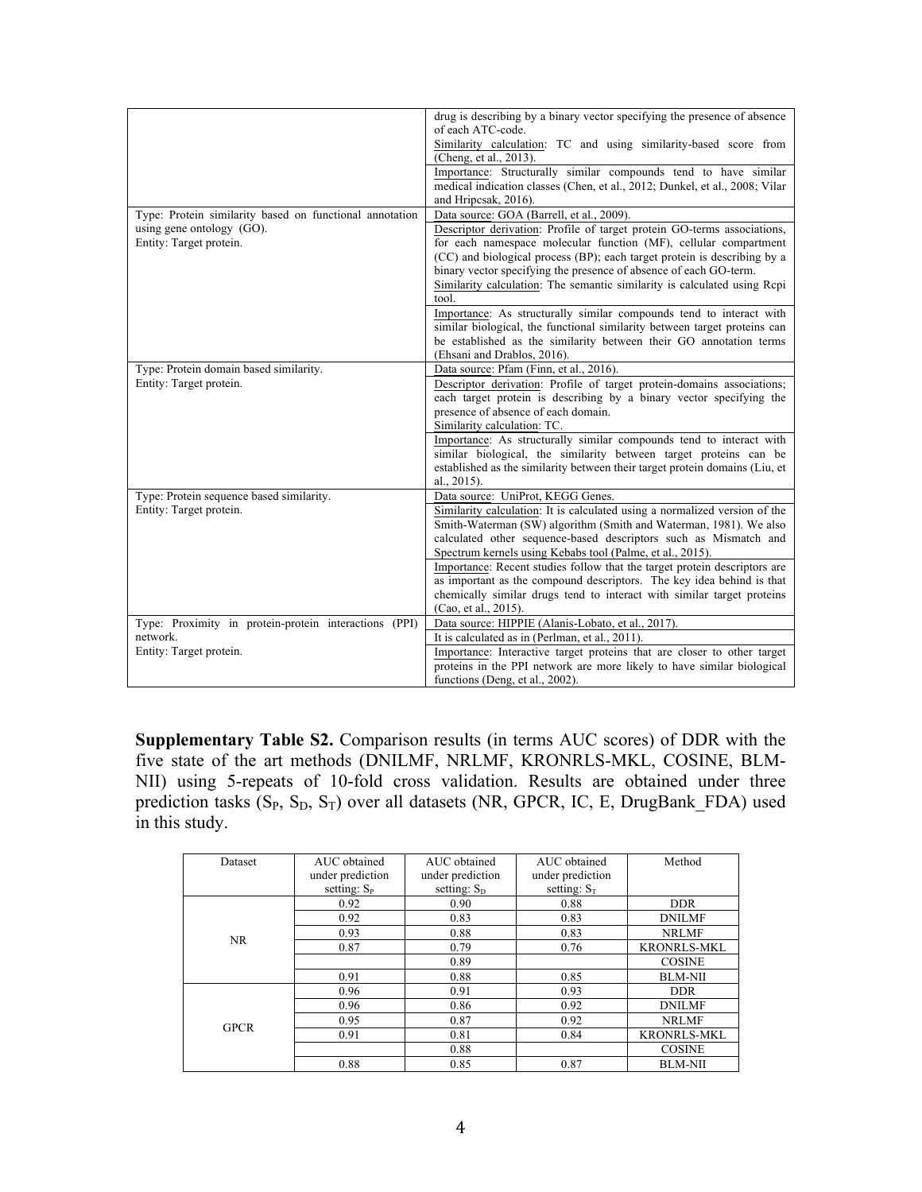| | |
|---|---|
| | drug is describing by a binary vector specifying the presence of absence of each ATC-code.<br>Similarity calculation: TC and using similarity-based score from (Cheng, et al., 2013). |
| | Importance: Structurally similar compounds tend to have similar medical indication classes (Chen, et al., 2012; Dunkel, et al., 2008; Vilar and Hripcsak, 2016). |
| Type: Protein similarity based on functional annotation using gene ontology (GO).<br>Entity: Target protein. | Data source: GOA (Barrell, et al., 2009). |
| | Descriptor derivation: Profile of target protein GO-terms associations, for each namespace molecular function (MF), cellular compartment (CC) and biological process (BP); each target protein is describing by a binary vector specifying the presence of absence of each GO-term.<br>Similarity calculation: The semantic similarity is calculated using Rcpi tool. |
| | Importance: As structurally similar compounds tend to interact with similar biological, the functional similarity between target proteins can be established as the similarity between their GO annotation terms (Ehsani and Drablos, 2016). |
| Type: Protein domain based similarity.<br>Entity: Target protein. | Data source: Pfam (Finn, et al., 2016). |
| | Descriptor derivation: Profile of target protein-domains associations; each target protein is describing by a binary vector specifying the presence of absence of each domain.<br>Similarity calculation: TC. |
| | Importance: As structurally similar compounds tend to interact with similar biological, the similarity between target proteins can be established as the similarity between their target protein domains (Liu, et al., 2015). |
| Type: Protein sequence based similarity.<br>Entity: Target protein. | Data source: UniProt, KEGG Genes. |
| | Similarity calculation: It is calculated using a normalized version of the Smith-Waterman (SW) algorithm (Smith and Waterman, 1981). We also calculated other sequence-based descriptors such as Mismatch and Spectrum kernels using Kebabs tool (Palme, et al., 2015). |
| | Importance: Recent studies follow that the target protein descriptors are as important as the compound descriptors. The key idea behind is that chemically similar drugs tend to interact with similar target proteins (Cao, et al., 2015). |
| Type: Proximity in protein-protein interactions (PPI) network.<br>Entity: Target protein. | Data source: HIPPIE (Alanis-Lobato, et al., 2017). |
| | It is calculated as in (Perlman, et al., 2011). |
| | Importance: Interactive target proteins that are closer to other target proteins in the PPI network are more likely to have similar biological functions (Deng, et al., 2002). |

**Supplementary Table S2.** Comparison results (in terms AUC scores) of DDR with the five state of the art methods (DNILMF, NRLMF, KRONRLS-MKL, COSINE, BLM-NII) using 5-repeats of 10-fold cross validation. Results are obtained under three prediction tasks ($S_P$, $S_D$, $S_T$) over all datasets (NR, GPCR, IC, E, DrugBank_FDA) used in this study.

| Dataset | AUC obtained under prediction setting: $S_P$ | AUC obtained under prediction setting: $S_D$ | AUC obtained under prediction setting: $S_T$ | Method |
|---|---|---|---|---|
| NR | 0.92 | 0.90 | 0.88 | DDR |
| | 0.92 | 0.83 | 0.83 | DNILMF |
| | 0.93 | 0.88 | 0.83 | NRLMF |
| | 0.87 | 0.79 | 0.76 | KRONRLS-MKL |
| | | 0.89 | | COSINE |
| | 0.91 | 0.88 | 0.85 | BLM-NII |
| GPCR | 0.96 | 0.91 | 0.93 | DDR |
| | 0.96 | 0.86 | 0.92 | DNILMF |
| | 0.95 | 0.87 | 0.92 | NRLMF |
| | 0.91 | 0.81 | 0.84 | KRONRLS-MKL |
| | | 0.88 | | COSINE |
| | 0.88 | 0.85 | 0.87 | BLM-NII |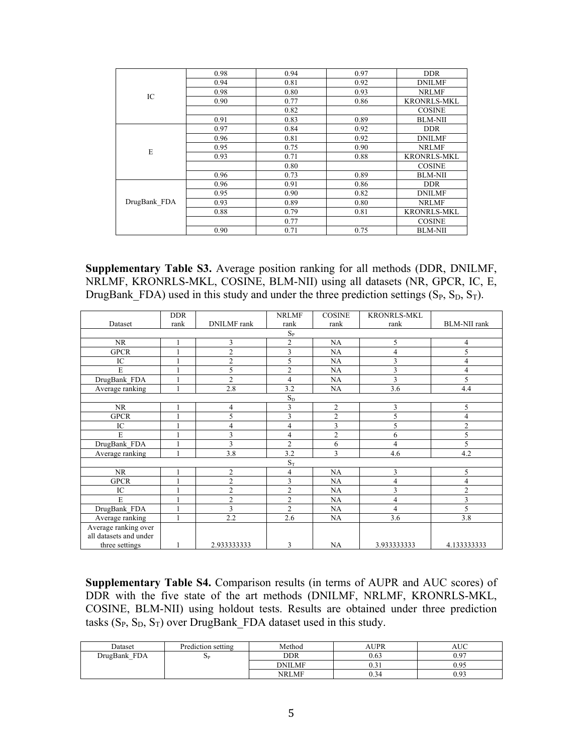| | | | | |
|---|---|---|---|---|
| IC | 0.98 | 0.94 | 0.97 | DDR |
| | 0.94 | 0.81 | 0.92 | DNILMF |
| | 0.98 | 0.80 | 0.93 | NRLMF |
| | 0.90 | 0.77 | 0.86 | KRONRLS-MKL |
| | | 0.82 | | COSINE |
| | 0.91 | 0.83 | 0.89 | BLM-NII |
| E | 0.97 | 0.84 | 0.92 | DDR |
| | 0.96 | 0.81 | 0.92 | DNILMF |
| | 0.95 | 0.75 | 0.90 | NRLMF |
| | 0.93 | 0.71 | 0.88 | KRONRLS-MKL |
| | | 0.80 | | COSINE |
| | 0.96 | 0.73 | 0.89 | BLM-NII |
| DrugBank_FDA | 0.96 | 0.91 | 0.86 | DDR |
| | 0.95 | 0.90 | 0.82 | DNILMF |
| | 0.93 | 0.89 | 0.80 | NRLMF |
| | 0.88 | 0.79 | 0.81 | KRONRLS-MKL |
| | | 0.77 | | COSINE |
| | 0.90 | 0.71 | 0.75 | BLM-NII |

**Supplementary Table S3.** Average position ranking for all methods (DDR, DNILMF, NRLMF, KRONRLS-MKL, COSINE, BLM-NII) using all datasets (NR, GPCR, IC, E, DrugBank_FDA) used in this study and under the three prediction settings ($S_P$, $S_D$, $S_T$).

| Dataset | DDR rank | DNILMF rank | NRLMF rank | COSINE rank | KRONRLS-MKL rank | BLM-NII rank |
|---|---|---|---|---|---|---|
| | | | $S_P$ | | | |
| NR | 1 | 3 | 2 | NA | 5 | 4 |
| GPCR | 1 | 2 | 3 | NA | 4 | 5 |
| IC | 1 | 2 | 5 | NA | 3 | 4 |
| E | 1 | 5 | 2 | NA | 3 | 4 |
| DrugBank_FDA | 1 | 2 | 4 | NA | 3 | 5 |
| Average ranking | 1 | 2.8 | 3.2 | NA | 3.6 | 4.4 |
| | | | $S_D$ | | | |
| NR | 1 | 4 | 3 | 2 | 3 | 5 |
| GPCR | 1 | 5 | 3 | 2 | 5 | 4 |
| IC | 1 | 4 | 4 | 3 | 5 | 2 |
| E | 1 | 3 | 4 | 2 | 6 | 5 |
| DrugBank_FDA | 1 | 3 | 2 | 6 | 4 | 5 |
| Average ranking | 1 | 3.8 | 3.2 | 3 | 4.6 | 4.2 |
| | | | $S_T$ | | | |
| NR | 1 | 2 | 4 | NA | 3 | 5 |
| GPCR | 1 | 2 | 3 | NA | 4 | 4 |
| IC | 1 | 2 | 2 | NA | 3 | 2 |
| E | 1 | 2 | 2 | NA | 4 | 3 |
| DrugBank_FDA | 1 | 3 | 2 | NA | 4 | 5 |
| Average ranking | 1 | 2.2 | 2.6 | NA | 3.6 | 3.8 |
| Average ranking over all datasets and under three settings | 1 | 2.933333333 | 3 | NA | 3.933333333 | 4.133333333 |

**Supplementary Table S4.** Comparison results (in terms of AUPR and AUC scores) of DDR with the five state of the art methods (DNILMF, NRLMF, KRONRLS-MKL, COSINE, BLM-NII) using holdout tests. Results are obtained under three prediction tasks ($S_P$, $S_D$, $S_T$) over DrugBank_FDA dataset used in this study.

| Dataset | Prediction setting | Method | AUPR | AUC |
|---|---|---|---|---|
| DrugBank_FDA | $S_P$ | DDR | 0.63 | 0.97 |
| | | DNILMF | 0.31 | 0.95 |
| | | NRLMF | 0.34 | 0.93 |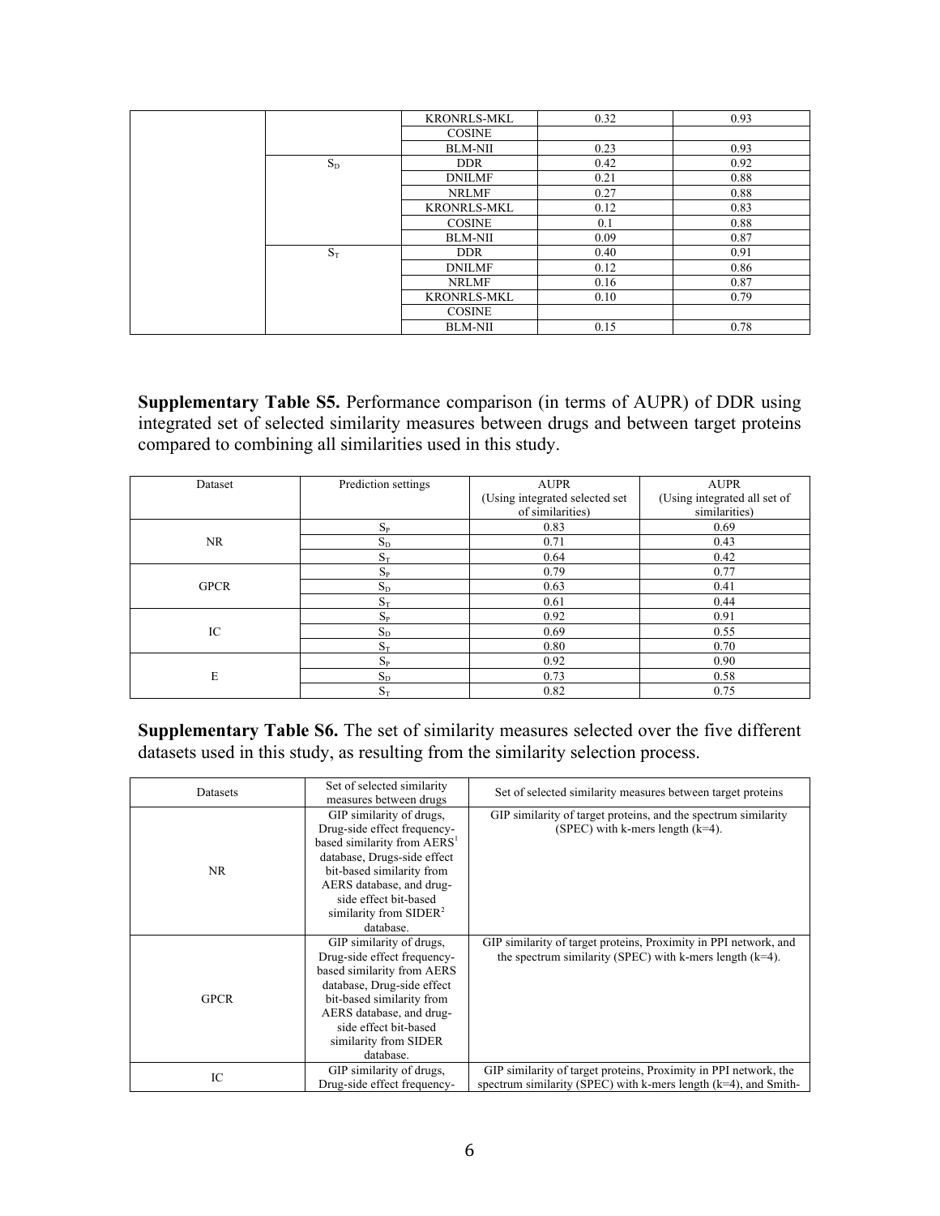|  |  | KRONRLS-MKL | 0.32 | 0.93 |
|---|---|---|---|---|
|  |  | COSINE |  |  |
|  |  | BLM-NII | 0.23 | 0.93 |
|  | $S_D$ | DDR | 0.42 | 0.92 |
|  |  | DNILMF | 0.21 | 0.88 |
|  |  | NRLMF | 0.27 | 0.88 |
|  |  | KRONRLS-MKL | 0.12 | 0.83 |
|  |  | COSINE | 0.1 | 0.88 |
|  |  | BLM-NII | 0.09 | 0.87 |
|  | $S_T$ | DDR | 0.40 | 0.91 |
|  |  | DNILMF | 0.12 | 0.86 |
|  |  | NRLMF | 0.16 | 0.87 |
|  |  | KRONRLS-MKL | 0.10 | 0.79 |
|  |  | COSINE |  |  |
|  |  | BLM-NII | 0.15 | 0.78 |

**Supplementary Table S5.** Performance comparison (in terms of AUPR) of DDR using integrated set of selected similarity measures between drugs and between target proteins compared to combining all similarities used in this study.

| Dataset | Prediction settings | AUPR (Using integrated selected set of similarities) | AUPR (Using integrated all set of similarities) |
|---|---|---|---|
| NR | $S_P$ | 0.83 | 0.69 |
|  | $S_D$ | 0.71 | 0.43 |
|  | $S_T$ | 0.64 | 0.42 |
| GPCR | $S_P$ | 0.79 | 0.77 |
|  | $S_D$ | 0.63 | 0.41 |
|  | $S_T$ | 0.61 | 0.44 |
| IC | $S_P$ | 0.92 | 0.91 |
|  | $S_D$ | 0.69 | 0.55 |
|  | $S_T$ | 0.80 | 0.70 |
| E | $S_P$ | 0.92 | 0.90 |
|  | $S_D$ | 0.73 | 0.58 |
|  | $S_T$ | 0.82 | 0.75 |

**Supplementary Table S6.** The set of similarity measures selected over the five different datasets used in this study, as resulting from the similarity selection process.

| Datasets | Set of selected similarity measures between drugs | Set of selected similarity measures between target proteins |
|---|---|---|
| NR | GIP similarity of drugs, Drug-side effect frequency-based similarity from AERS[1] database, Drugs-side effect bit-based similarity from AERS database, and drug-side effect bit-based similarity from SIDER[2] database. | GIP similarity of target proteins, and the spectrum similarity (SPEC) with k-mers length (k=4). |
| GPCR | GIP similarity of drugs, Drug-side effect frequency-based similarity from AERS database, Drug-side effect bit-based similarity from AERS database, and drug-side effect bit-based similarity from SIDER database. | GIP similarity of target proteins, Proximity in PPI network, and the spectrum similarity (SPEC) with k-mers length (k=4). |
| IC | GIP similarity of drugs, Drug-side effect frequency- | GIP similarity of target proteins, Proximity in PPI network, the spectrum similarity (SPEC) with k-mers length (k=4), and Smith- |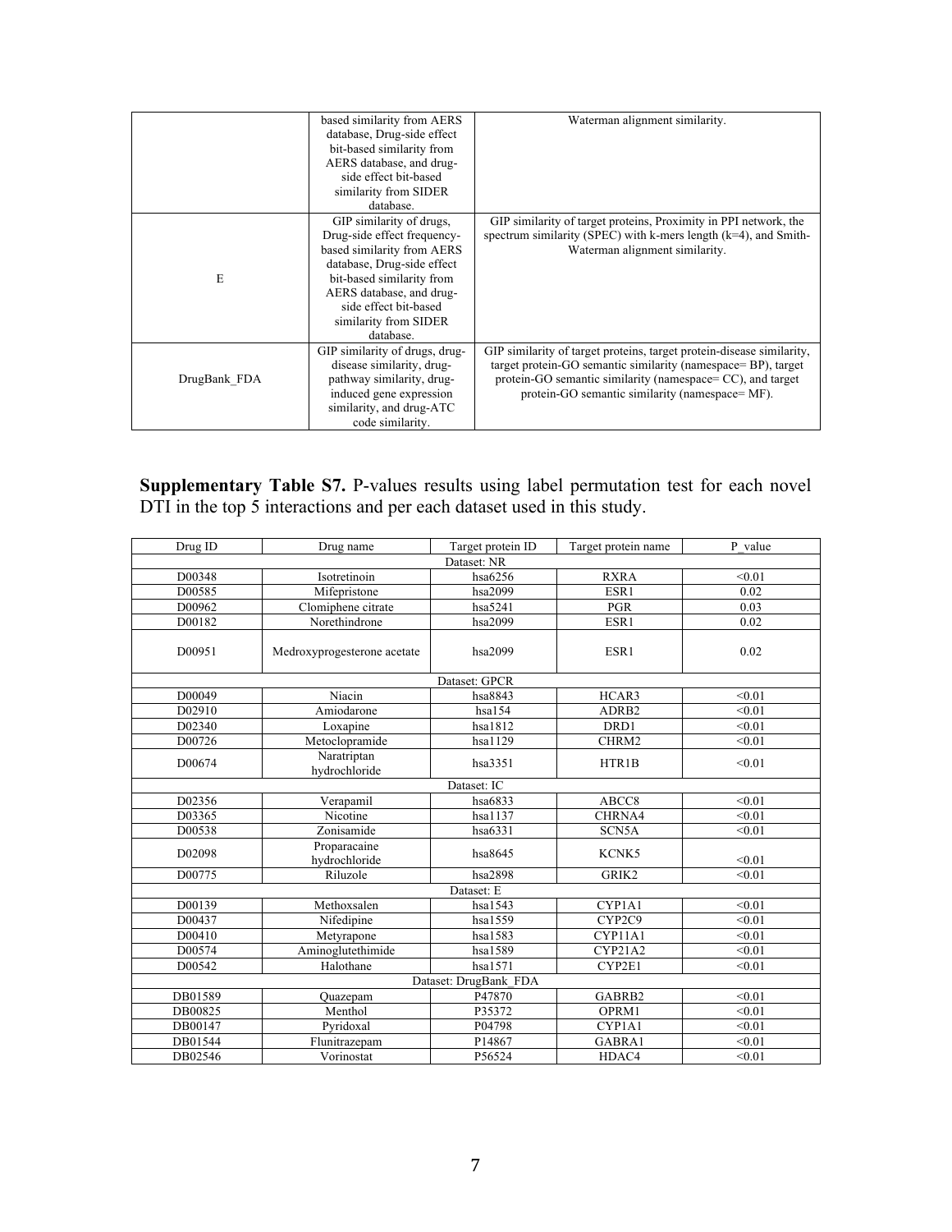| | | |
|---|---|---|
| | based similarity from AERS database, Drug-side effect bit-based similarity from AERS database, and drug-side effect bit-based similarity from SIDER database. | Waterman alignment similarity. |
| E | GIP similarity of drugs, Drug-side effect frequency-based similarity from AERS database, Drug-side effect bit-based similarity from AERS database, and drug-side effect bit-based similarity from SIDER database. | GIP similarity of target proteins, Proximity in PPI network, the spectrum similarity (SPEC) with k-mers length (k=4), and Smith-Waterman alignment similarity. |
| DrugBank_FDA | GIP similarity of drugs, drug-disease similarity, drug-pathway similarity, drug-induced gene expression similarity, and drug-ATC code similarity. | GIP similarity of target proteins, target protein-disease similarity, target protein-GO semantic similarity (namespace= BP), target protein-GO semantic similarity (namespace= CC), and target protein-GO semantic similarity (namespace= MF). |

**Supplementary Table S7.** P-values results using label permutation test for each novel DTI in the top 5 interactions and per each dataset used in this study.

| Drug ID | Drug name | Target protein ID | Target protein name | P_value |
|---|---|---|---|---|
| Dataset: NR | | | | |
| D00348 | Isotretinoin | hsa6256 | RXRA | <0.01 |
| D00585 | Mifepristone | hsa2099 | ESR1 | 0.02 |
| D00962 | Clomiphene citrate | hsa5241 | PGR | 0.03 |
| D00182 | Norethindrone | hsa2099 | ESR1 | 0.02 |
| D00951 | Medroxyprogesterone acetate | hsa2099 | ESR1 | 0.02 |
| Dataset: GPCR | | | | |
| D00049 | Niacin | hsa8843 | HCAR3 | <0.01 |
| D02910 | Amiodarone | hsa154 | ADRB2 | <0.01 |
| D02340 | Loxapine | hsa1812 | DRD1 | <0.01 |
| D00726 | Metoclopramide | hsa1129 | CHRM2 | <0.01 |
| D00674 | Naratriptan hydrochloride | hsa3351 | HTR1B | <0.01 |
| Dataset: IC | | | | |
| D02356 | Verapamil | hsa6833 | ABCC8 | <0.01 |
| D03365 | Nicotine | hsa1137 | CHRNA4 | <0.01 |
| D00538 | Zonisamide | hsa6331 | SCN5A | <0.01 |
| D02098 | Proparacaine hydrochloride | hsa8645 | KCNK5 | <0.01 |
| D00775 | Riluzole | hsa2898 | GRIK2 | <0.01 |
| Dataset: E | | | | |
| D00139 | Methoxsalen | hsa1543 | CYP1A1 | <0.01 |
| D00437 | Nifedipine | hsa1559 | CYP2C9 | <0.01 |
| D00410 | Metyrapone | hsa1583 | CYP11A1 | <0.01 |
| D00574 | Aminoglutethimide | hsa1589 | CYP21A2 | <0.01 |
| D00542 | Halothane | hsa1571 | CYP2E1 | <0.01 |
| Dataset: DrugBank_FDA | | | | |
| DB01589 | Quazepam | P47870 | GABRB2 | <0.01 |
| DB00825 | Menthol | P35372 | OPRM1 | <0.01 |
| DB00147 | Pyridoxal | P04798 | CYP1A1 | <0.01 |
| DB01544 | Flunitrazepam | P14867 | GABRA1 | <0.01 |
| DB02546 | Vorinostat | P56524 | HDAC4 | <0.01 |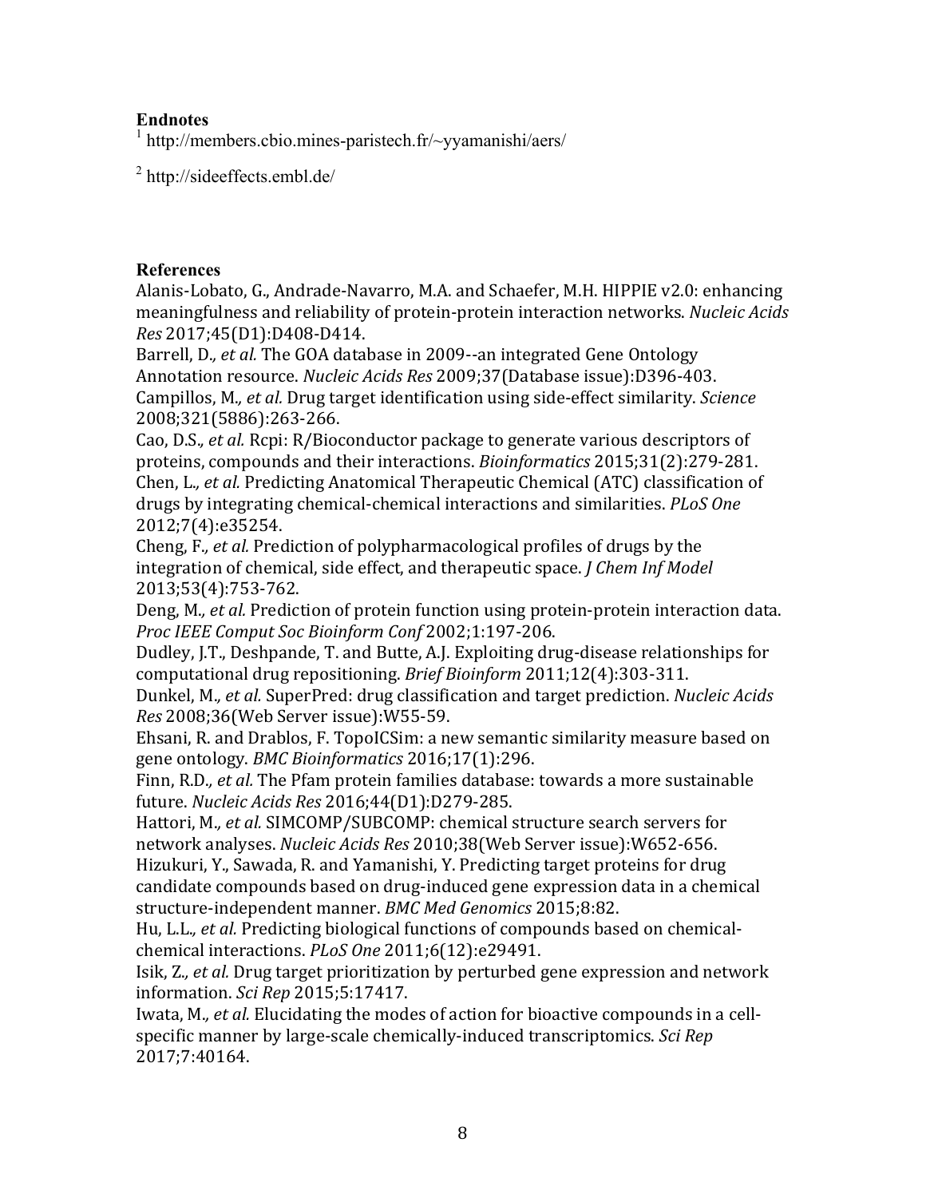**Endnotes**

[1] http://members.cbio.mines-paristech.fr/~yyamanishi/aers/

[2] http://sideeffects.embl.de/

**References**

Alanis-Lobato, G., Andrade-Navarro, M.A. and Schaefer, M.H. HIPPIE v2.0: enhancing meaningfulness and reliability of protein-protein interaction networks. *Nucleic Acids Res* 2017;45(D1):D408-D414.

Barrell, D., *et al.* The GOA database in 2009--an integrated Gene Ontology Annotation resource. *Nucleic Acids Res* 2009;37(Database issue):D396-403.

Campillos, M., *et al.* Drug target identification using side-effect similarity. *Science* 2008;321(5886):263-266.

Cao, D.S., *et al.* Rcpi: R/Bioconductor package to generate various descriptors of proteins, compounds and their interactions. *Bioinformatics* 2015;31(2):279-281.

Chen, L., *et al.* Predicting Anatomical Therapeutic Chemical (ATC) classification of drugs by integrating chemical-chemical interactions and similarities. *PLoS One* 2012;7(4):e35254.

Cheng, F., *et al.* Prediction of polypharmacological profiles of drugs by the integration of chemical, side effect, and therapeutic space. *J Chem Inf Model* 2013;53(4):753-762.

Deng, M., *et al.* Prediction of protein function using protein-protein interaction data. *Proc IEEE Comput Soc Bioinform Conf* 2002;1:197-206.

Dudley, J.T., Deshpande, T. and Butte, A.J. Exploiting drug-disease relationships for computational drug repositioning. *Brief Bioinform* 2011;12(4):303-311.

Dunkel, M., *et al.* SuperPred: drug classification and target prediction. *Nucleic Acids Res* 2008;36(Web Server issue):W55-59.

Ehsani, R. and Drablos, F. TopoICSim: a new semantic similarity measure based on gene ontology. *BMC Bioinformatics* 2016;17(1):296.

Finn, R.D., *et al.* The Pfam protein families database: towards a more sustainable future. *Nucleic Acids Res* 2016;44(D1):D279-285.

Hattori, M., *et al.* SIMCOMP/SUBCOMP: chemical structure search servers for network analyses. *Nucleic Acids Res* 2010;38(Web Server issue):W652-656.

Hizukuri, Y., Sawada, R. and Yamanishi, Y. Predicting target proteins for drug candidate compounds based on drug-induced gene expression data in a chemical structure-independent manner. *BMC Med Genomics* 2015;8:82.

Hu, L.L., *et al.* Predicting biological functions of compounds based on chemical-chemical interactions. *PLoS One* 2011;6(12):e29491.

Isik, Z., *et al.* Drug target prioritization by perturbed gene expression and network information. *Sci Rep* 2015;5:17417.

Iwata, M., *et al.* Elucidating the modes of action for bioactive compounds in a cell-specific manner by large-scale chemically-induced transcriptomics. *Sci Rep* 2017;7:40164.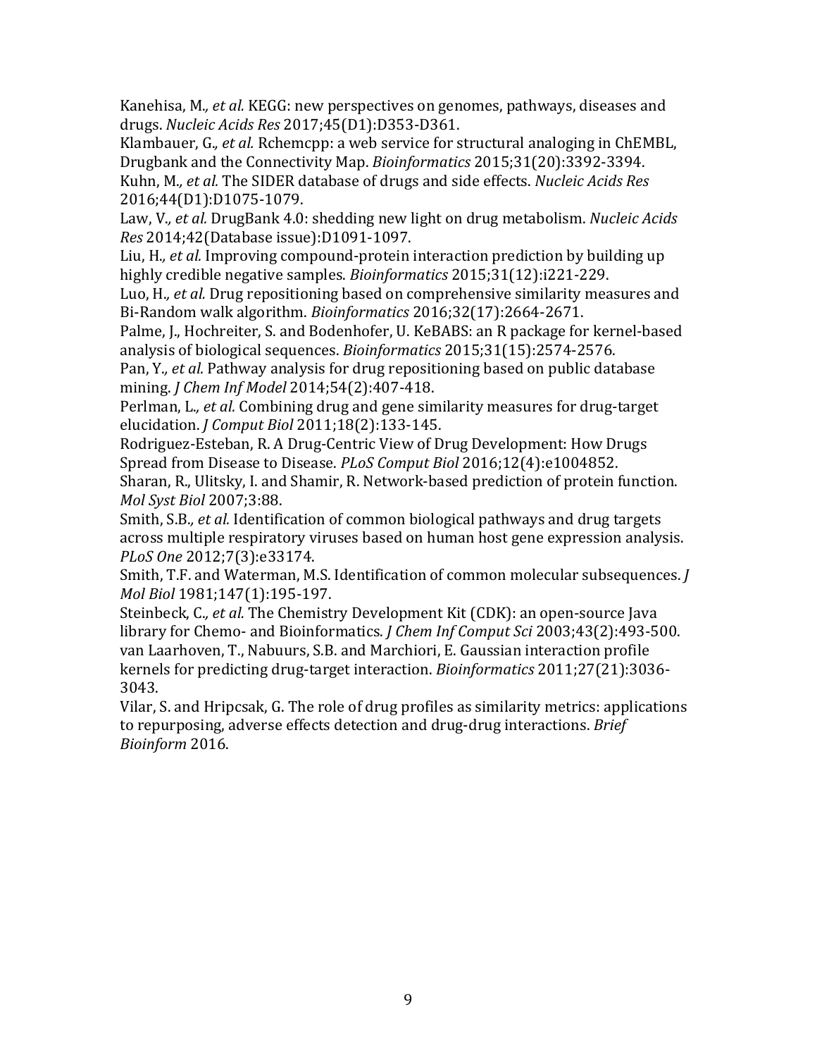Kanehisa, M., *et al.* KEGG: new perspectives on genomes, pathways, diseases and drugs. *Nucleic Acids Res* 2017;45(D1):D353-D361.

Klambauer, G., *et al.* Rchemcpp: a web service for structural analoging in ChEMBL, Drugbank and the Connectivity Map. *Bioinformatics* 2015;31(20):3392-3394.

Kuhn, M., *et al.* The SIDER database of drugs and side effects. *Nucleic Acids Res* 2016;44(D1):D1075-1079.

Law, V., *et al.* DrugBank 4.0: shedding new light on drug metabolism. *Nucleic Acids Res* 2014;42(Database issue):D1091-1097.

Liu, H., *et al.* Improving compound-protein interaction prediction by building up highly credible negative samples. *Bioinformatics* 2015;31(12):i221-229.

Luo, H., *et al.* Drug repositioning based on comprehensive similarity measures and Bi-Random walk algorithm. *Bioinformatics* 2016;32(17):2664-2671.

Palme, J., Hochreiter, S. and Bodenhofer, U. KeBABS: an R package for kernel-based analysis of biological sequences. *Bioinformatics* 2015;31(15):2574-2576.

Pan, Y., *et al.* Pathway analysis for drug repositioning based on public database mining. *J Chem Inf Model* 2014;54(2):407-418.

Perlman, L., *et al.* Combining drug and gene similarity measures for drug-target elucidation. *J Comput Biol* 2011;18(2):133-145.

Rodriguez-Esteban, R. A Drug-Centric View of Drug Development: How Drugs Spread from Disease to Disease. *PLoS Comput Biol* 2016;12(4):e1004852.

Sharan, R., Ulitsky, I. and Shamir, R. Network-based prediction of protein function. *Mol Syst Biol* 2007;3:88.

Smith, S.B., *et al.* Identification of common biological pathways and drug targets across multiple respiratory viruses based on human host gene expression analysis. *PLoS One* 2012;7(3):e33174.

Smith, T.F. and Waterman, M.S. Identification of common molecular subsequences. *J Mol Biol* 1981;147(1):195-197.

Steinbeck, C., *et al.* The Chemistry Development Kit (CDK): an open-source Java library for Chemo- and Bioinformatics. *J Chem Inf Comput Sci* 2003;43(2):493-500.

van Laarhoven, T., Nabuurs, S.B. and Marchiori, E. Gaussian interaction profile kernels for predicting drug-target interaction. *Bioinformatics* 2011;27(21):3036-3043.

Vilar, S. and Hripcsak, G. The role of drug profiles as similarity metrics: applications to repurposing, adverse effects detection and drug-drug interactions. *Brief Bioinform* 2016.